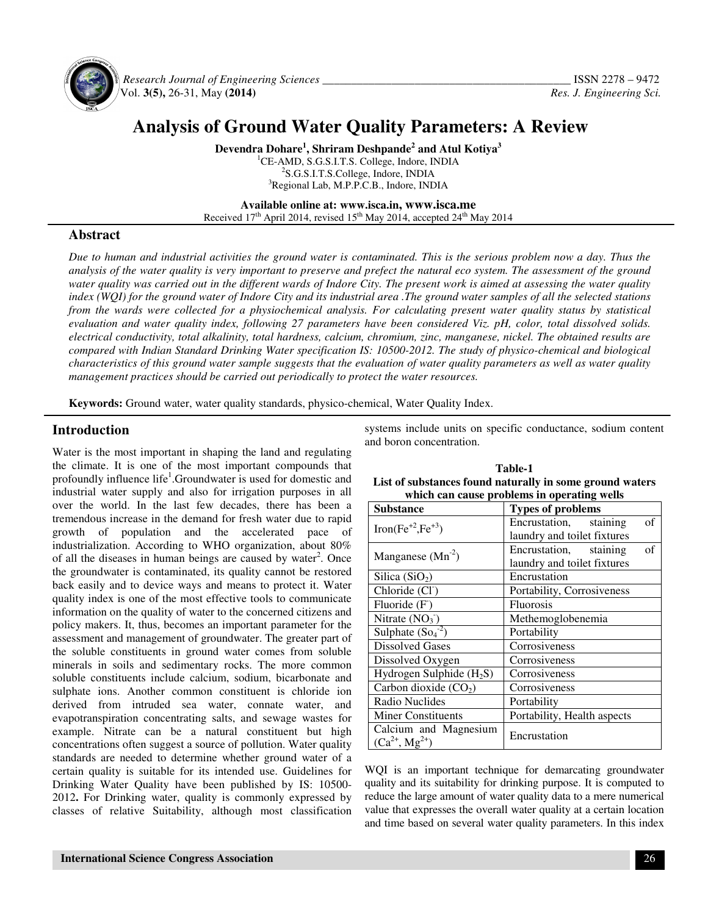# Analysis of Ground Water Quality Parameters: A Review

**Devendra Dohare[1], Shriram Deshpande[2] and Atul Kotiya[3]**

[1]CE-AMD, S.G.S.I.T.S. College, Indore, INDIA
[2]S.G.S.I.T.S.College, Indore, INDIA
[3]Regional Lab, M.P.P.C.B., Indore, INDIA

**Available online at: www.isca.in, www.isca.me**
Received 17th April 2014, revised 15th May 2014, accepted 24th May 2014

## Abstract

*Due to human and industrial activities the ground water is contaminated. This is the serious problem now a day. Thus the analysis of the water quality is very important to preserve and prefect the natural eco system. The assessment of the ground water quality was carried out in the different wards of Indore City. The present work is aimed at assessing the water quality index (WQI) for the ground water of Indore City and its industrial area .The ground water samples of all the selected stations from the wards were collected for a physiochemical analysis. For calculating present water quality status by statistical evaluation and water quality index, following 27 parameters have been considered Viz. pH, color, total dissolved solids. electrical conductivity, total alkalinity, total hardness, calcium, chromium, zinc, manganese, nickel. The obtained results are compared with Indian Standard Drinking Water specification IS: 10500-2012. The study of physico-chemical and biological characteristics of this ground water sample suggests that the evaluation of water quality parameters as well as water quality management practices should be carried out periodically to protect the water resources.*

**Keywords:** Ground water, water quality standards, physico-chemical, Water Quality Index.

## Introduction

Water is the most important in shaping the land and regulating the climate. It is one of the most important compounds that profoundly influence life[1].Groundwater is used for domestic and industrial water supply and also for irrigation purposes in all over the world. In the last few decades, there has been a tremendous increase in the demand for fresh water due to rapid growth of population and the accelerated pace of industrialization. According to WHO organization, about 80% of all the diseases in human beings are caused by water[2]. Once the groundwater is contaminated, its quality cannot be restored back easily and to device ways and means to protect it. Water quality index is one of the most effective tools to communicate information on the quality of water to the concerned citizens and policy makers. It, thus, becomes an important parameter for the assessment and management of groundwater. The greater part of the soluble constituents in ground water comes from soluble minerals in soils and sedimentary rocks. The more common soluble constituents include calcium, sodium, bicarbonate and sulphate ions. Another common constituent is chloride ion derived from intruded sea water, connate water, and evapotranspiration concentrating salts, and sewage wastes for example. Nitrate can be a natural constituent but high concentrations often suggest a source of pollution. Water quality standards are needed to determine whether ground water of a certain quality is suitable for its intended use. Guidelines for Drinking Water Quality have been published by IS: 10500-2012**.** For Drinking water, quality is commonly expressed by classes of relative Suitability, although most classification systems include units on specific conductance, sodium content and boron concentration.

**Table-1**
**List of substances found naturally in some ground waters which can cause problems in operating wells**

| Substance | Types of problems |
|---|---|
| Iron($Fe^{+2}$,$Fe^{+3}$) | Encrustation, staining of laundry and toilet fixtures |
| Manganese ($Mn^{-2}$) | Encrustation, staining of laundry and toilet fixtures |
| Silica ($SiO_2$) | Encrustation |
| Chloride ($Cl^-$) | Portability, Corrosiveness |
| Fluoride ($F^-$) | Fluorosis |
| Nitrate ($NO_3^-$) | Methemoglobenemia |
| Sulphate ($So_4^{-2}$) | Portability |
| Dissolved Gases | Corrosiveness |
| Dissolved Oxygen | Corrosiveness |
| Hydrogen Sulphide ($H_2S$) | Corrosiveness |
| Carbon dioxide ($CO_2$) | Corrosiveness |
| Radio Nuclides | Portability |
| Miner Constituents | Portability, Health aspects |
| Calcium and Magnesium ($Ca^{2+}$, $Mg^{2+}$) | Encrustation |

WQI is an important technique for demarcating groundwater quality and its suitability for drinking purpose. It is computed to reduce the large amount of water quality data to a mere numerical value that expresses the overall water quality at a certain location and time based on several water quality parameters. In this index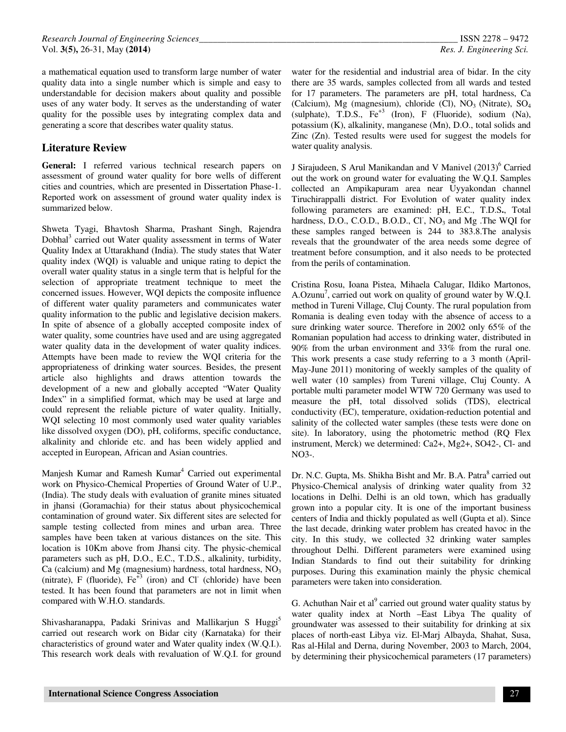a mathematical equation used to transform large number of water quality data into a single number which is simple and easy to understandable for decision makers about quality and possible uses of any water body. It serves as the understanding of water quality for the possible uses by integrating complex data and generating a score that describes water quality status.

## Literature Review

**General:** I referred various technical research papers on assessment of ground water quality for bore wells of different cities and countries, which are presented in Dissertation Phase-1. Reported work on assessment of ground water quality index is summarized below.

Shweta Tyagi, Bhavtosh Sharma, Prashant Singh, Rajendra Dobhal[3] carried out Water quality assessment in terms of Water Quality Index at Uttarakhand (India). The study states that Water quality index (WQI) is valuable and unique rating to depict the overall water quality status in a single term that is helpful for the selection of appropriate treatment technique to meet the concerned issues. However, WQI depicts the composite influence of different water quality parameters and communicates water quality information to the public and legislative decision makers. In spite of absence of a globally accepted composite index of water quality, some countries have used and are using aggregated water quality data in the development of water quality indices. Attempts have been made to review the WQI criteria for the appropriateness of drinking water sources. Besides, the present article also highlights and draws attention towards the development of a new and globally accepted "Water Quality Index" in a simplified format, which may be used at large and could represent the reliable picture of water quality. Initially, WQI selecting 10 most commonly used water quality variables like dissolved oxygen (DO), pH, coliforms, specific conductance, alkalinity and chloride etc. and has been widely applied and accepted in European, African and Asian countries.

Manjesh Kumar and Ramesh Kumar[4] Carried out experimental work on Physico-Chemical Properties of Ground Water of U.P., (India). The study deals with evaluation of granite mines situated in jhansi (Goramachia) for their status about physicochemical contamination of ground water. Six different sites are selected for sample testing collected from mines and urban area. Three samples have been taken at various distances on the site. This location is 10Km above from Jhansi city. The physic-chemical parameters such as pH, D.O., E.C., T.D.S., alkalinity, turbidity, Ca (calcium) and Mg (magnesium) hardness, total hardness, $NO_3$ (nitrate), F (fluoride), $Fe^{+3}$ (iron) and $Cl^-$ (chloride) have been tested. It has been found that parameters are not in limit when compared with W.H.O. standards.

Shivasharanappa, Padaki Srinivas and Mallikarjun S Huggi[5] carried out research work on Bidar city (Karnataka) for their characteristics of ground water and Water quality index (W.Q.I.). This research work deals with revaluation of W.Q.I. for ground water for the residential and industrial area of bidar. In the city there are 35 wards, samples collected from all wards and tested for 17 parameters. The parameters are pH, total hardness, Ca (Calcium), Mg (magnesium), chloride (Cl), $NO_3$ (Nitrate), $SO_4$ (sulphate), T.D.S., $Fe^{+3}$ (Iron), F (Fluoride), sodium (Na), potassium (K), alkalinity, manganese (Mn), D.O., total solids and Zinc (Zn). Tested results were used for suggest the models for water quality analysis.

J Sirajudeen, S Arul Manikandan and V Manivel (2013)[6] Carried out the work on ground water for evaluating the W.Q.I. Samples collected an Ampikapuram area near Uyyakondan channel Tiruchirappalli district. For Evolution of water quality index following parameters are examined: pH, E.C., T.D.S., Total hardness, D.O., C.O.D., B.O.D., $Cl^-$, $NO_3$ and Mg .The WQI for these samples ranged between is 244 to 383.8.The analysis reveals that the groundwater of the area needs some degree of treatment before consumption, and it also needs to be protected from the perils of contamination.

Cristina Rosu, Ioana Pistea, Mihaela Calugar, Ildiko Martonos, A.Ozunu[7], carried out work on quality of ground water by W.Q.I. method in Tureni Village, Cluj County. The rural population from Romania is dealing even today with the absence of access to a sure drinking water source. Therefore in 2002 only 65% of the Romanian population had access to drinking water, distributed in 90% from the urban environment and 33% from the rural one. This work presents a case study referring to a 3 month (April-May-June 2011) monitoring of weekly samples of the quality of well water (10 samples) from Tureni village, Cluj County. A portable multi parameter model WTW 720 Germany was used to measure the pH, total dissolved solids (TDS), electrical conductivity (EC), temperature, oxidation-reduction potential and salinity of the collected water samples (these tests were done on site). In laboratory, using the photometric method (RQ Flex instrument, Merck) we determined: Ca2+, Mg2+, SO42-, Cl- and NO3-.

Dr. N.C. Gupta, Ms. Shikha Bisht and Mr. B.A. Patra[8] carried out Physico-Chemical analysis of drinking water quality from 32 locations in Delhi. Delhi is an old town, which has gradually grown into a popular city. It is one of the important business centers of India and thickly populated as well (Gupta et al). Since the last decade, drinking water problem has created havoc in the city. In this study, we collected 32 drinking water samples throughout Delhi. Different parameters were examined using Indian Standards to find out their suitability for drinking purposes. During this examination mainly the physic chemical parameters were taken into consideration.

G. Achuthan Nair et al[9] carried out ground water quality status by water quality index at North –East Libya The quality of groundwater was assessed to their suitability for drinking at six places of north-east Libya viz. El-Marj Albayda, Shahat, Susa, Ras al-Hilal and Derna, during November, 2003 to March, 2004, by determining their physicochemical parameters (17 parameters)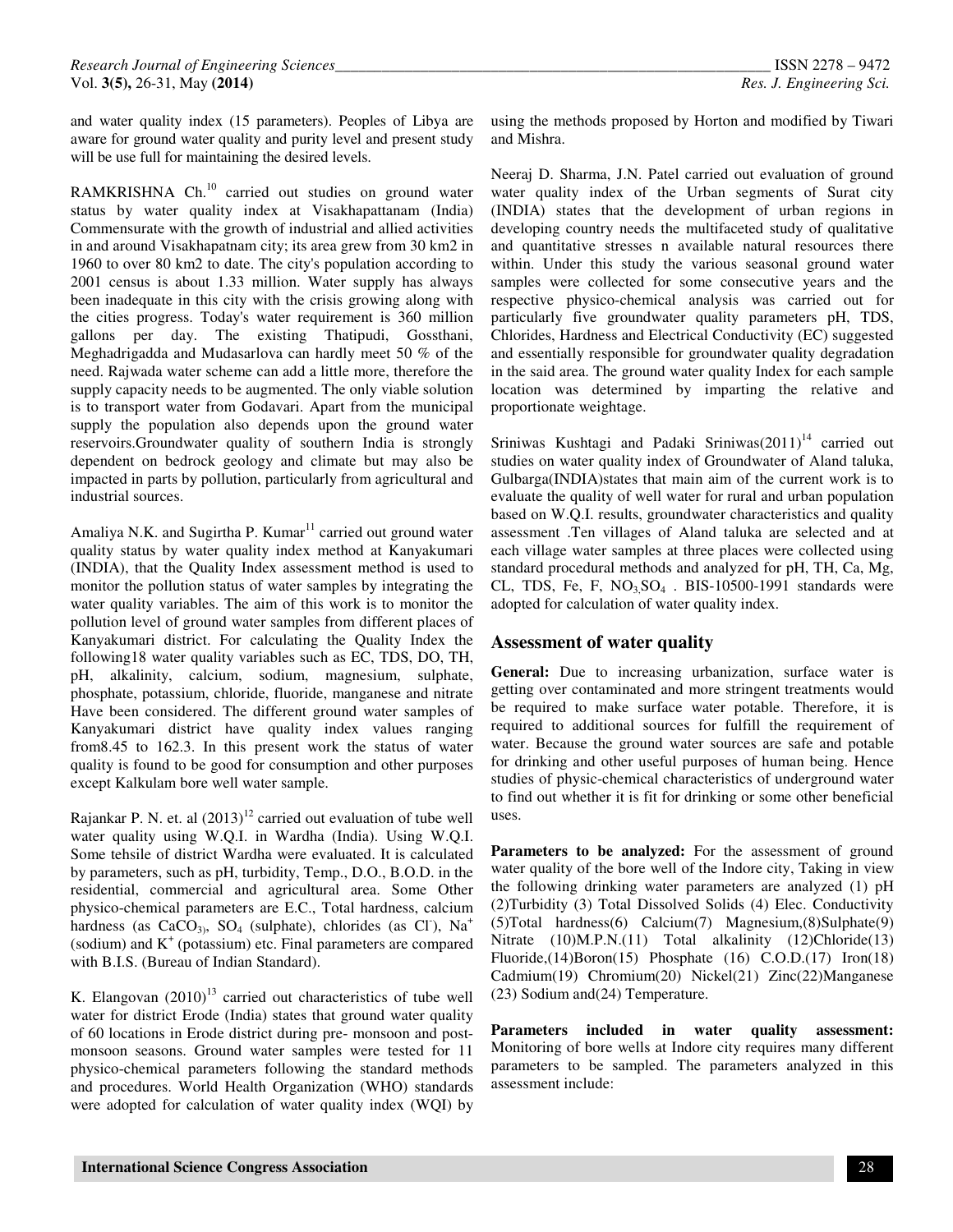and water quality index (15 parameters). Peoples of Libya are aware for ground water quality and purity level and present study will be use full for maintaining the desired levels.

RAMKRISHNA Ch.[10] carried out studies on ground water status by water quality index at Visakhapattanam (India) Commensurate with the growth of industrial and allied activities in and around Visakhapatnam city; its area grew from 30 km2 in 1960 to over 80 km2 to date. The city's population according to 2001 census is about 1.33 million. Water supply has always been inadequate in this city with the crisis growing along with the cities progress. Today's water requirement is 360 million gallons per day. The existing Thatipudi, Gossthani, Meghadrigadda and Mudasarlova can hardly meet 50 % of the need. Rajwada water scheme can add a little more, therefore the supply capacity needs to be augmented. The only viable solution is to transport water from Godavari. Apart from the municipal supply the population also depends upon the ground water reservoirs.Groundwater quality of southern India is strongly dependent on bedrock geology and climate but may also be impacted in parts by pollution, particularly from agricultural and industrial sources.

Amaliya N.K. and Sugirtha P. Kumar[11] carried out ground water quality status by water quality index method at Kanyakumari (INDIA), that the Quality Index assessment method is used to monitor the pollution status of water samples by integrating the water quality variables. The aim of this work is to monitor the pollution level of ground water samples from different places of Kanyakumari district. For calculating the Quality Index the following18 water quality variables such as EC, TDS, DO, TH, pH, alkalinity, calcium, sodium, magnesium, sulphate, phosphate, potassium, chloride, fluoride, manganese and nitrate Have been considered. The different ground water samples of Kanyakumari district have quality index values ranging from8.45 to 162.3. In this present work the status of water quality is found to be good for consumption and other purposes except Kalkulam bore well water sample.

Rajankar P. N. et. al (2013)[12] carried out evaluation of tube well water quality using W.Q.I. in Wardha (India). Using W.Q.I. Some tehsile of district Wardha were evaluated. It is calculated by parameters, such as pH, turbidity, Temp., D.O., B.O.D. in the residential, commercial and agricultural area. Some Other physico-chemical parameters are E.C., Total hardness, calcium hardness (as $CaCO_3$), $SO_4$ (sulphate), chlorides (as $Cl^-$), $Na^+$ (sodium) and $K^+$ (potassium) etc. Final parameters are compared with B.I.S. (Bureau of Indian Standard).

K. Elangovan (2010)[13] carried out characteristics of tube well water for district Erode (India) states that ground water quality of 60 locations in Erode district during pre- monsoon and post-monsoon seasons. Ground water samples were tested for 11 physico-chemical parameters following the standard methods and procedures. World Health Organization (WHO) standards were adopted for calculation of water quality index (WQI) by using the methods proposed by Horton and modified by Tiwari and Mishra.

Neeraj D. Sharma, J.N. Patel carried out evaluation of ground water quality index of the Urban segments of Surat city (INDIA) states that the development of urban regions in developing country needs the multifaceted study of qualitative and quantitative stresses n available natural resources there within. Under this study the various seasonal ground water samples were collected for some consecutive years and the respective physico-chemical analysis was carried out for particularly five groundwater quality parameters pH, TDS, Chlorides, Hardness and Electrical Conductivity (EC) suggested and essentially responsible for groundwater quality degradation in the said area. The ground water quality Index for each sample location was determined by imparting the relative and proportionate weightage.

Sriniwas Kushtagi and Padaki Sriniwas(2011)[14] carried out studies on water quality index of Groundwater of Aland taluka, Gulbarga(INDIA)states that main aim of the current work is to evaluate the quality of well water for rural and urban population based on W.Q.I. results, groundwater characteristics and quality assessment .Ten villages of Aland taluka are selected and at each village water samples at three places were collected using standard procedural methods and analyzed for pH, TH, Ca, Mg, CL, TDS, Fe, F, $NO_3$,$SO_4$ . BIS-10500-1991 standards were adopted for calculation of water quality index.

## Assessment of water quality

**General:** Due to increasing urbanization, surface water is getting over contaminated and more stringent treatments would be required to make surface water potable. Therefore, it is required to additional sources for fulfill the requirement of water. Because the ground water sources are safe and potable for drinking and other useful purposes of human being. Hence studies of physic-chemical characteristics of underground water to find out whether it is fit for drinking or some other beneficial uses.

**Parameters to be analyzed:** For the assessment of ground water quality of the bore well of the Indore city, Taking in view the following drinking water parameters are analyzed (1) pH (2)Turbidity (3) Total Dissolved Solids (4) Elec. Conductivity (5)Total hardness(6) Calcium(7) Magnesium,(8)Sulphate(9) Nitrate (10)M.P.N.(11) Total alkalinity (12)Chloride(13) Fluoride,(14)Boron(15) Phosphate (16) C.O.D.(17) Iron(18) Cadmium(19) Chromium(20) Nickel(21) Zinc(22)Manganese (23) Sodium and(24) Temperature.

**Parameters included in water quality assessment:** Monitoring of bore wells at Indore city requires many different parameters to be sampled. The parameters analyzed in this assessment include: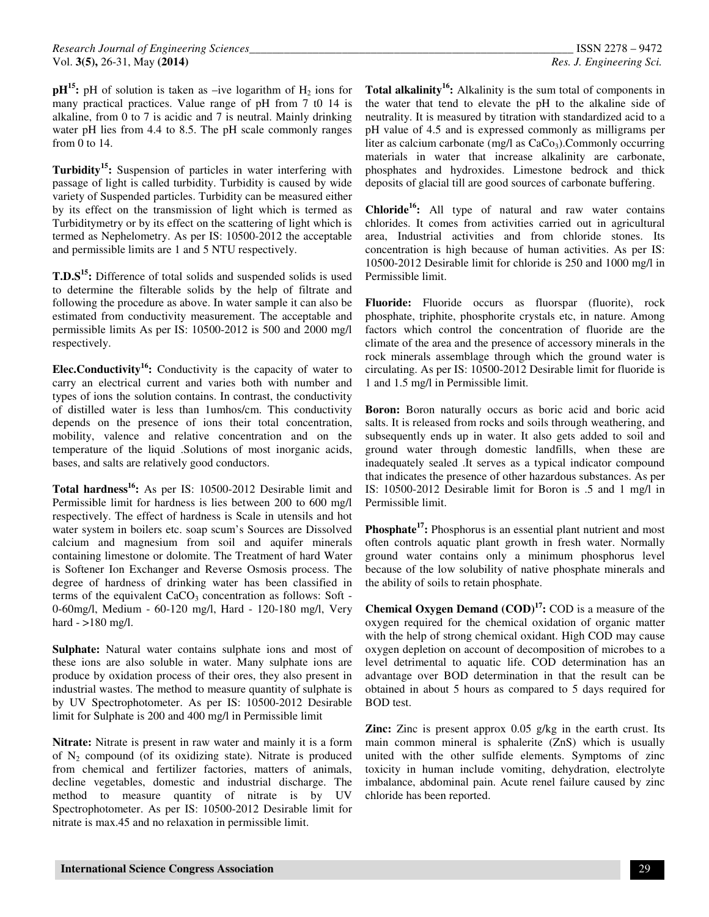**pH[15]:** pH of solution is taken as –ive logarithm of $H_2$ ions for many practical practices. Value range of pH from 7 t0 14 is alkaline, from 0 to 7 is acidic and 7 is neutral. Mainly drinking water pH lies from 4.4 to 8.5. The pH scale commonly ranges from 0 to 14.

**Turbidity[15]:** Suspension of particles in water interfering with passage of light is called turbidity. Turbidity is caused by wide variety of Suspended particles. Turbidity can be measured either by its effect on the transmission of light which is termed as Turbiditymetry or by its effect on the scattering of light which is termed as Nephelometry. As per IS: 10500-2012 the acceptable and permissible limits are 1 and 5 NTU respectively.

**T.D.S[15]:** Difference of total solids and suspended solids is used to determine the filterable solids by the help of filtrate and following the procedure as above. In water sample it can also be estimated from conductivity measurement. The acceptable and permissible limits As per IS: 10500-2012 is 500 and 2000 mg/l respectively.

**Elec.Conductivity[16]:** Conductivity is the capacity of water to carry an electrical current and varies both with number and types of ions the solution contains. In contrast, the conductivity of distilled water is less than 1umhos/cm. This conductivity depends on the presence of ions their total concentration, mobility, valence and relative concentration and on the temperature of the liquid .Solutions of most inorganic acids, bases, and salts are relatively good conductors.

**Total hardness[16]:** As per IS: 10500-2012 Desirable limit and Permissible limit for hardness is lies between 200 to 600 mg/l respectively. The effect of hardness is Scale in utensils and hot water system in boilers etc. soap scum's Sources are Dissolved calcium and magnesium from soil and aquifer minerals containing limestone or dolomite. The Treatment of hard Water is Softener Ion Exchanger and Reverse Osmosis process. The degree of hardness of drinking water has been classified in terms of the equivalent $CaCO_3$ concentration as follows: Soft - 0-60mg/l, Medium - 60-120 mg/l, Hard - 120-180 mg/l, Very hard - >180 mg/l.

**Sulphate:** Natural water contains sulphate ions and most of these ions are also soluble in water. Many sulphate ions are produce by oxidation process of their ores, they also present in industrial wastes. The method to measure quantity of sulphate is by UV Spectrophotometer. As per IS: 10500-2012 Desirable limit for Sulphate is 200 and 400 mg/l in Permissible limit

**Nitrate:** Nitrate is present in raw water and mainly it is a form of $N_2$ compound (of its oxidizing state). Nitrate is produced from chemical and fertilizer factories, matters of animals, decline vegetables, domestic and industrial discharge. The method to measure quantity of nitrate is by UV Spectrophotometer. As per IS: 10500-2012 Desirable limit for nitrate is max.45 and no relaxation in permissible limit.

**Total alkalinity[16]:** Alkalinity is the sum total of components in the water that tend to elevate the pH to the alkaline side of neutrality. It is measured by titration with standardized acid to a pH value of 4.5 and is expressed commonly as milligrams per liter as calcium carbonate (mg/l as $CaCo_3$).Commonly occurring materials in water that increase alkalinity are carbonate, phosphates and hydroxides. Limestone bedrock and thick deposits of glacial till are good sources of carbonate buffering.

**Chloride[16]:** All type of natural and raw water contains chlorides. It comes from activities carried out in agricultural area, Industrial activities and from chloride stones. Its concentration is high because of human activities. As per IS: 10500-2012 Desirable limit for chloride is 250 and 1000 mg/l in Permissible limit.

**Fluoride:** Fluoride occurs as fluorspar (fluorite), rock phosphate, triphite, phosphorite crystals etc, in nature. Among factors which control the concentration of fluoride are the climate of the area and the presence of accessory minerals in the rock minerals assemblage through which the ground water is circulating. As per IS: 10500-2012 Desirable limit for fluoride is 1 and 1.5 mg/l in Permissible limit.

**Boron:** Boron naturally occurs as boric acid and boric acid salts. It is released from rocks and soils through weathering, and subsequently ends up in water. It also gets added to soil and ground water through domestic landfills, when these are inadequately sealed .It serves as a typical indicator compound that indicates the presence of other hazardous substances. As per IS: 10500-2012 Desirable limit for Boron is .5 and 1 mg/l in Permissible limit.

**Phosphate[17]:** Phosphorus is an essential plant nutrient and most often controls aquatic plant growth in fresh water. Normally ground water contains only a minimum phosphorus level because of the low solubility of native phosphate minerals and the ability of soils to retain phosphate.

**Chemical Oxygen Demand (COD)[17]:** COD is a measure of the oxygen required for the chemical oxidation of organic matter with the help of strong chemical oxidant. High COD may cause oxygen depletion on account of decomposition of microbes to a level detrimental to aquatic life. COD determination has an advantage over BOD determination in that the result can be obtained in about 5 hours as compared to 5 days required for BOD test.

**Zinc:** Zinc is present approx 0.05 g/kg in the earth crust. Its main common mineral is sphalerite (ZnS) which is usually united with the other sulfide elements. Symptoms of zinc toxicity in human include vomiting, dehydration, electrolyte imbalance, abdominal pain. Acute renel failure caused by zinc chloride has been reported.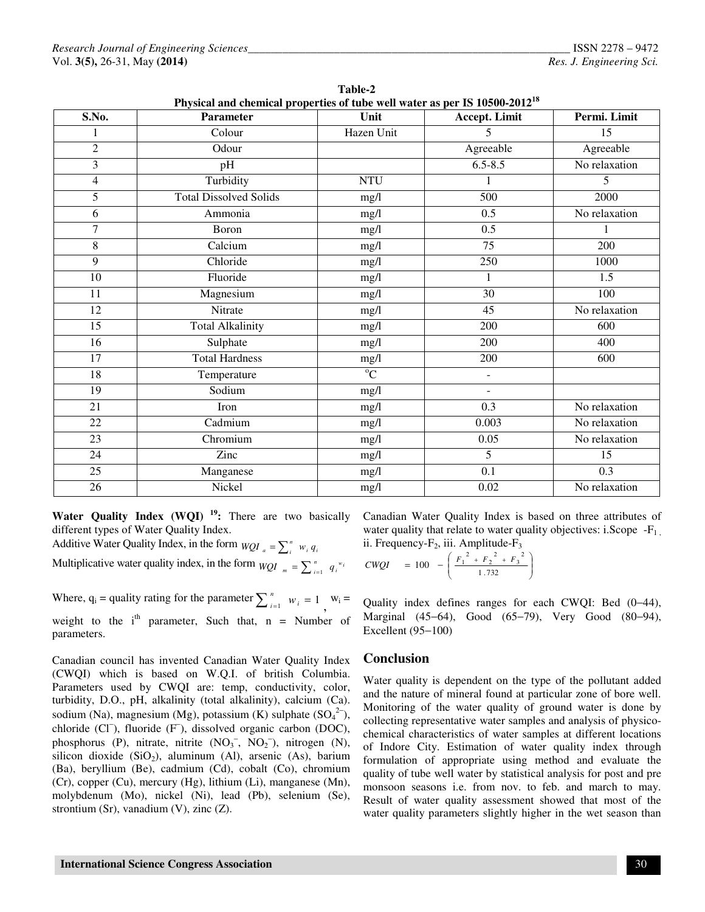**Table-2**
**Physical and chemical properties of tube well water as per IS 10500-2012[18]**

| S.No. | Parameter | Unit | Accept. Limit | Permi. Limit |
|---|---|---|---|---|
| 1 | Colour | Hazen Unit | 5 | 15 |
| 2 | Odour | | Agreeable | Agreeable |
| 3 | pH | | 6.5-8.5 | No relaxation |
| 4 | Turbidity | NTU | 1 | 5 |
| 5 | Total Dissolved Solids | mg/l | 500 | 2000 |
| 6 | Ammonia | mg/l | 0.5 | No relaxation |
| 7 | Boron | mg/l | 0.5 | 1 |
| 8 | Calcium | mg/l | 75 | 200 |
| 9 | Chloride | mg/l | 250 | 1000 |
| 10 | Fluoride | mg/l | 1 | 1.5 |
| 11 | Magnesium | mg/l | 30 | 100 |
| 12 | Nitrate | mg/l | 45 | No relaxation |
| 15 | Total Alkalinity | mg/l | 200 | 600 |
| 16 | Sulphate | mg/l | 200 | 400 |
| 17 | Total Hardness | mg/l | 200 | 600 |
| 18 | Temperature | °C | - | |
| 19 | Sodium | mg/l | - | |
| 21 | Iron | mg/l | 0.3 | No relaxation |
| 22 | Cadmium | mg/l | 0.003 | No relaxation |
| 23 | Chromium | mg/l | 0.05 | No relaxation |
| 24 | Zinc | mg/l | 5 | 15 |
| 25 | Manganese | mg/l | 0.1 | 0.3 |
| 26 | Nickel | mg/l | 0.02 | No relaxation |

**Water Quality Index (WQI) [19]:** There are two basically different types of Water Quality Index.

Additive Water Quality Index, in the form $WQI_a = \sum_i^n w_i q_i$

Multiplicative water quality index, in the form $WQI_m = \sum_{i=1}^n q_i^{w_i}$

Where, $q_i$ = quality rating for the parameter $\sum_{i=1}^n w_i = 1$, $w_i$ = weight to the $i^{th}$ parameter, Such that, n = Number of parameters.

Canadian council has invented Canadian Water Quality Index (CWQI) which is based on W.Q.I. of british Columbia. Parameters used by CWQI are: temp, conductivity, color, turbidity, D.O., pH, alkalinity (total alkalinity), calcium (Ca). sodium (Na), magnesium (Mg), potassium (K) sulphate ($SO_4^{2-}$), chloride ($Cl^-$), fluoride ($F^-$), dissolved organic carbon (DOC), phosphorus (P), nitrate, nitrite ($NO_3^-$, $NO_2^-$), nitrogen (N), silicon dioxide ($SiO_2$), aluminum (Al), arsenic (As), barium (Ba), beryllium (Be), cadmium (Cd), cobalt (Co), chromium (Cr), copper (Cu), mercury (Hg), lithium (Li), manganese (Mn), molybdenum (Mo), nickel (Ni), lead (Pb), selenium (Se), strontium (Sr), vanadium (V), zinc (Z).

Canadian Water Quality Index is based on three attributes of water quality that relate to water quality objectives: i.Scope -$F_1$, ii. Frequency-$F_2$, iii. Amplitude-$F_3$

$$CWQI = 100 - \left( \frac{F_1^2 + F_2^2 + F_3^2}{1.732} \right)$$

Quality index defines ranges for each CWQI: Bed (0–44), Marginal (45–64), Good (65–79), Very Good (80–94), Excellent (95–100)

## Conclusion

Water quality is dependent on the type of the pollutant added and the nature of mineral found at particular zone of bore well. Monitoring of the water quality of ground water is done by collecting representative water samples and analysis of physico-chemical characteristics of water samples at different locations of Indore City. Estimation of water quality index through formulation of appropriate using method and evaluate the quality of tube well water by statistical analysis for post and pre monsoon seasons i.e. from nov. to feb. and march to may. Result of water quality assessment showed that most of the water quality parameters slightly higher in the wet season than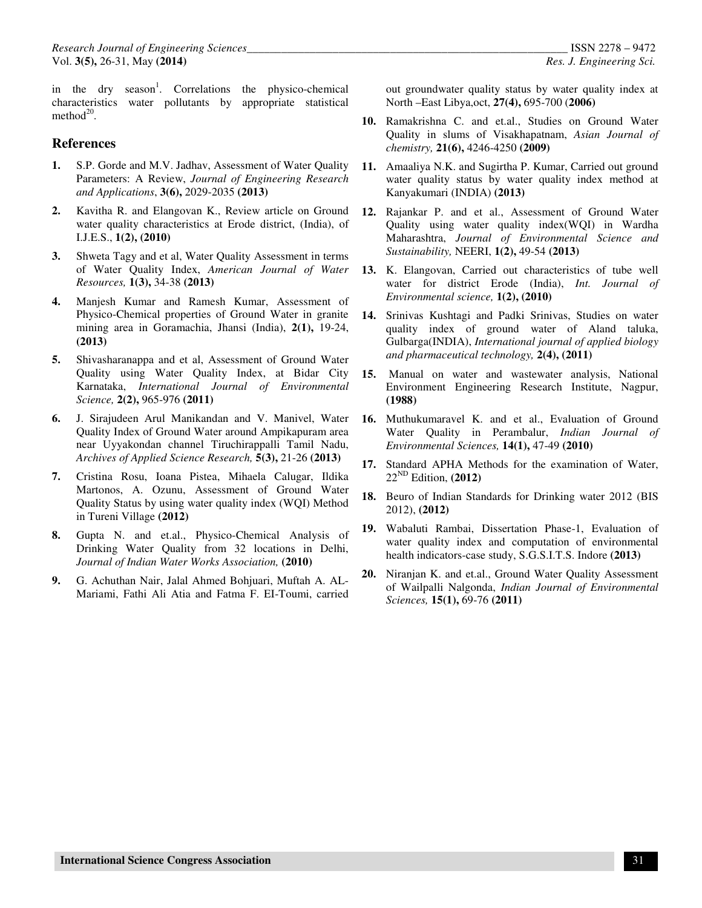in the dry season[1]. Correlations the physico-chemical characteristics water pollutants by appropriate statistical method[20].

## References

1. S.P. Gorde and M.V. Jadhav, Assessment of Water Quality Parameters: A Review, *Journal of Engineering Research and Applications*, **3(6),** 2029-2035 **(2013)**
2. Kavitha R. and Elangovan K., Review article on Ground water quality characteristics at Erode district, (India), of I.J.E.S., **1(2), (2010)**
3. Shweta Tagy and et al, Water Quality Assessment in terms of Water Quality Index, *American Journal of Water Resources,* **1(3),** 34-38 **(2013)**
4. Manjesh Kumar and Ramesh Kumar, Assessment of Physico-Chemical properties of Ground Water in granite mining area in Goramachia, Jhansi (India), **2(1),** 19-24, **(2013)**
5. Shivasharanappa and et al, Assessment of Ground Water Quality using Water Quality Index, at Bidar City Karnataka, *International Journal of Environmental Science,* **2(2),** 965-976 **(2011)**
6. J. Sirajudeen Arul Manikandan and V. Manivel, Water Quality Index of Ground Water around Ampikapuram area near Uyyakondan channel Tiruchirappalli Tamil Nadu, *Archives of Applied Science Research,* **5(3),** 21-26 **(2013)**
7. Cristina Rosu, Ioana Pistea, Mihaela Calugar, Ildika Martonos, A. Ozunu, Assessment of Ground Water Quality Status by using water quality index (WQI) Method in Tureni Village **(2012)**
8. Gupta N. and et.al., Physico-Chemical Analysis of Drinking Water Quality from 32 locations in Delhi, *Journal of Indian Water Works Association,* **(2010)**
9. G. Achuthan Nair, Jalal Ahmed Bohjuari, Muftah A. AL-Mariami, Fathi Ali Atia and Fatma F. EI-Toumi, carried out groundwater quality status by water quality index at North –East Libya,oct, **27(4),** 695-700 (**2006)**
10. Ramakrishna C. and et.al., Studies on Ground Water Quality in slums of Visakhapatnam, *Asian Journal of chemistry,* **21(6),** 4246-4250 **(2009)**
11. Amaaliya N.K. and Sugirtha P. Kumar, Carried out ground water quality status by water quality index method at Kanyakumari (INDIA) **(2013)**
12. Rajankar P. and et al., Assessment of Ground Water Quality using water quality index(WQI) in Wardha Maharashtra, *Journal of Environmental Science and Sustainability,* NEERI, **1(2),** 49-54 **(2013)**
13. K. Elangovan, Carried out characteristics of tube well water for district Erode (India), *Int. Journal of Environmental science,* **1(2), (2010)**
14. Srinivas Kushtagi and Padki Srinivas, Studies on water quality index of ground water of Aland taluka, Gulbarga(INDIA), *International journal of applied biology and pharmaceutical technology,* **2(4), (2011)**
15. Manual on water and wastewater analysis, National Environment Engineering Research Institute, Nagpur, **(1988)**
16. Muthukumaravel K. and et al., Evaluation of Ground Water Quality in Perambalur, *Indian Journal of Environmental Sciences,* **14(1),** 47-49 **(2010)**
17. Standard APHA Methods for the examination of Water, 22[ND] Edition, **(2012)**
18. Beuro of Indian Standards for Drinking water 2012 (BIS 2012), **(2012)**
19. Wabaluti Rambai, Dissertation Phase-1, Evaluation of water quality index and computation of environmental health indicators-case study, S.G.S.I.T.S. Indore **(2013)**
20. Niranjan K. and et.al., Ground Water Quality Assessment of Wailpalli Nalgonda, *Indian Journal of Environmental Sciences,* **15(1),** 69-76 **(2011)**